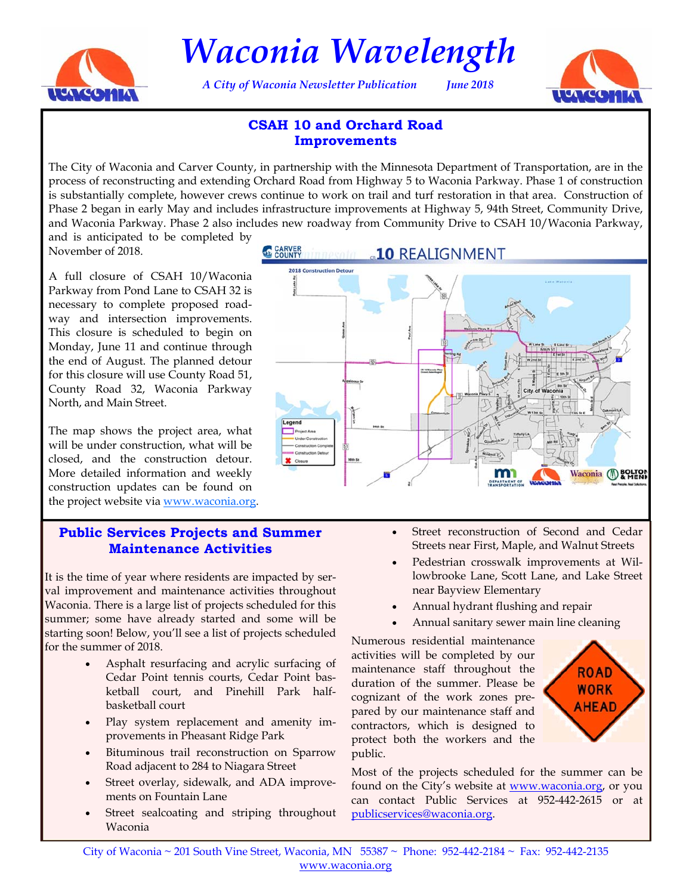# Waconia Wavelength

*A City of Waconia Newsletter Publication* *June 2018*

## CSAH 10 and Orchard Road Improvements

The City of Waconia and Carver County, in partnership with the Minnesota Department of Transportation, are in the process of reconstructing and extending Orchard Road from Highway 5 to Waconia Parkway. Phase 1 of construction is substantially complete, however crews continue to work on trail and turf restoration in that area. Construction of Phase 2 began in early May and includes infrastructure improvements at Highway 5, 94th Street, Community Drive, and Waconia Parkway. Phase 2 also includes new roadway from Community Drive to CSAH 10/Waconia Parkway, and is anticipated to be completed by November of 2018.

A full closure of CSAH 10/Waconia Parkway from Pond Lane to CSAH 32 is necessary to complete proposed roadway and intersection improvements. This closure is scheduled to begin on Monday, June 11 and continue through the end of August. The planned detour for this closure will use County Road 51, County Road 32, Waconia Parkway North, and Main Street.

The map shows the project area, what will be under construction, what will be closed, and the construction detour. More detailed information and weekly construction updates can be found on the project website via www.waconia.org.

## Public Services Projects and Summer Maintenance Activities

It is the time of year where residents are impacted by serval improvement and maintenance activities throughout Waconia. There is a large list of projects scheduled for this summer; some have already started and some will be starting soon! Below, you'll see a list of projects scheduled for the summer of 2018.

- Asphalt resurfacing and acrylic surfacing of Cedar Point tennis courts, Cedar Point basketball court, and Pinehill Park half-basketball court
- Play system replacement and amenity improvements in Pheasant Ridge Park
- Bituminous trail reconstruction on Sparrow Road adjacent to 284 to Niagara Street
- Street overlay, sidewalk, and ADA improvements on Fountain Lane
- Street sealcoating and striping throughout Waconia
- Street reconstruction of Second and Cedar Streets near First, Maple, and Walnut Streets
- Pedestrian crosswalk improvements at Willowbrooke Lane, Scott Lane, and Lake Street near Bayview Elementary
- Annual hydrant flushing and repair
- Annual sanitary sewer main line cleaning

Numerous residential maintenance activities will be completed by our maintenance staff throughout the duration of the summer. Please be cognizant of the work zones prepared by our maintenance staff and contractors, which is designed to protect both the workers and the public.

Most of the projects scheduled for the summer can be found on the City's website at www.waconia.org, or you can contact Public Services at 952-442-2615 or at publicservices@waconia.org.

City of Waconia ~ 201 South Vine Street, Waconia, MN 55387 ~ Phone: 952-442-2184 ~ Fax: 952-442-2135
www.waconia.org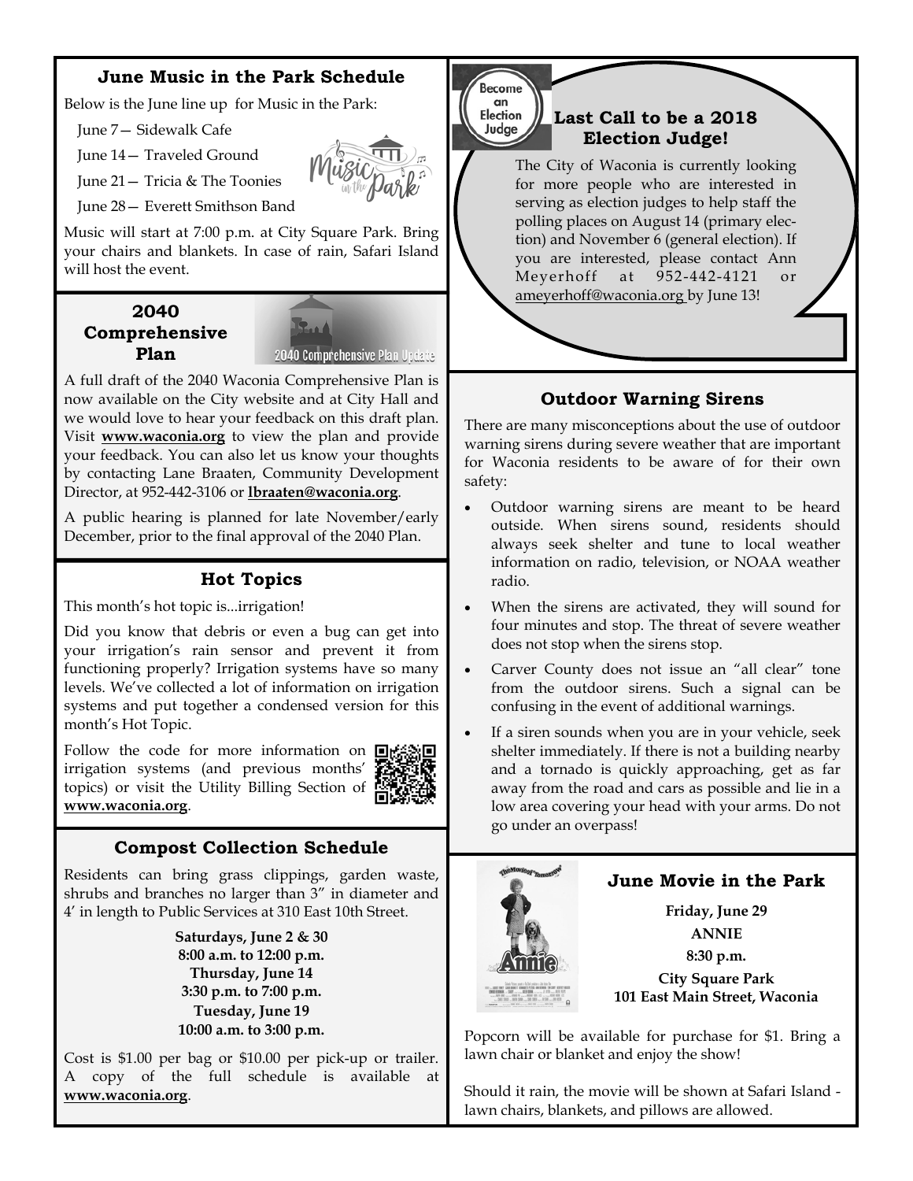## June Music in the Park Schedule

Below is the June line up for Music in the Park:

June 7— Sidewalk Cafe

June 14— Traveled Ground

June 21— Tricia & The Toonies

June 28— Everett Smithson Band

Music will start at 7:00 p.m. at City Square Park. Bring your chairs and blankets. In case of rain, Safari Island will host the event.

## 2040 Comprehensive Plan

A full draft of the 2040 Waconia Comprehensive Plan is now available on the City website and at City Hall and we would love to hear your feedback on this draft plan. Visit **www.waconia.org** to view the plan and provide your feedback. You can also let us know your thoughts by contacting Lane Braaten, Community Development Director, at 952-442-3106 or **lbraaten@waconia.org**.

A public hearing is planned for late November/early December, prior to the final approval of the 2040 Plan.

## Hot Topics

This month's hot topic is...irrigation!

Did you know that debris or even a bug can get into your irrigation's rain sensor and prevent it from functioning properly? Irrigation systems have so many levels. We've collected a lot of information on irrigation systems and put together a condensed version for this month's Hot Topic.

Follow the code for more information on irrigation systems (and previous months' topics) or visit the Utility Billing Section of **www.waconia.org**.

## Compost Collection Schedule

Residents can bring grass clippings, garden waste, shrubs and branches no larger than 3" in diameter and 4' in length to Public Services at 310 East 10th Street.

**Saturdays, June 2 & 30**
**8:00 a.m. to 12:00 p.m.**
**Thursday, June 14**
**3:30 p.m. to 7:00 p.m.**
**Tuesday, June 19**
**10:00 a.m. to 3:00 p.m.**

Cost is $1.00 per bag or $10.00 per pick-up or trailer. A copy of the full schedule is available at **www.waconia.org**.

## Last Call to be a 2018 Election Judge!

The City of Waconia is currently looking for more people who are interested in serving as election judges to help staff the polling places on August 14 (primary election) and November 6 (general election). If you are interested, please contact Ann Meyerhoff at 952-442-4121 or ameyerhoff@waconia.org by June 13!

## Outdoor Warning Sirens

There are many misconceptions about the use of outdoor warning sirens during severe weather that are important for Waconia residents to be aware of for their own safety:

- Outdoor warning sirens are meant to be heard outside. When sirens sound, residents should always seek shelter and tune to local weather information on radio, television, or NOAA weather radio.
- When the sirens are activated, they will sound for four minutes and stop. The threat of severe weather does not stop when the sirens stop.
- Carver County does not issue an "all clear" tone from the outdoor sirens. Such a signal can be confusing in the event of additional warnings.
- If a siren sounds when you are in your vehicle, seek shelter immediately. If there is not a building nearby and a tornado is quickly approaching, get as far away from the road and cars as possible and lie in a low area covering your head with your arms. Do not go under an overpass!

## June Movie in the Park

**Friday, June 29**
**ANNIE**
**8:30 p.m.**
**City Square Park**
**101 East Main Street, Waconia**

Popcorn will be available for purchase for $1. Bring a lawn chair or blanket and enjoy the show!

Should it rain, the movie will be shown at Safari Island - lawn chairs, blankets, and pillows are allowed.